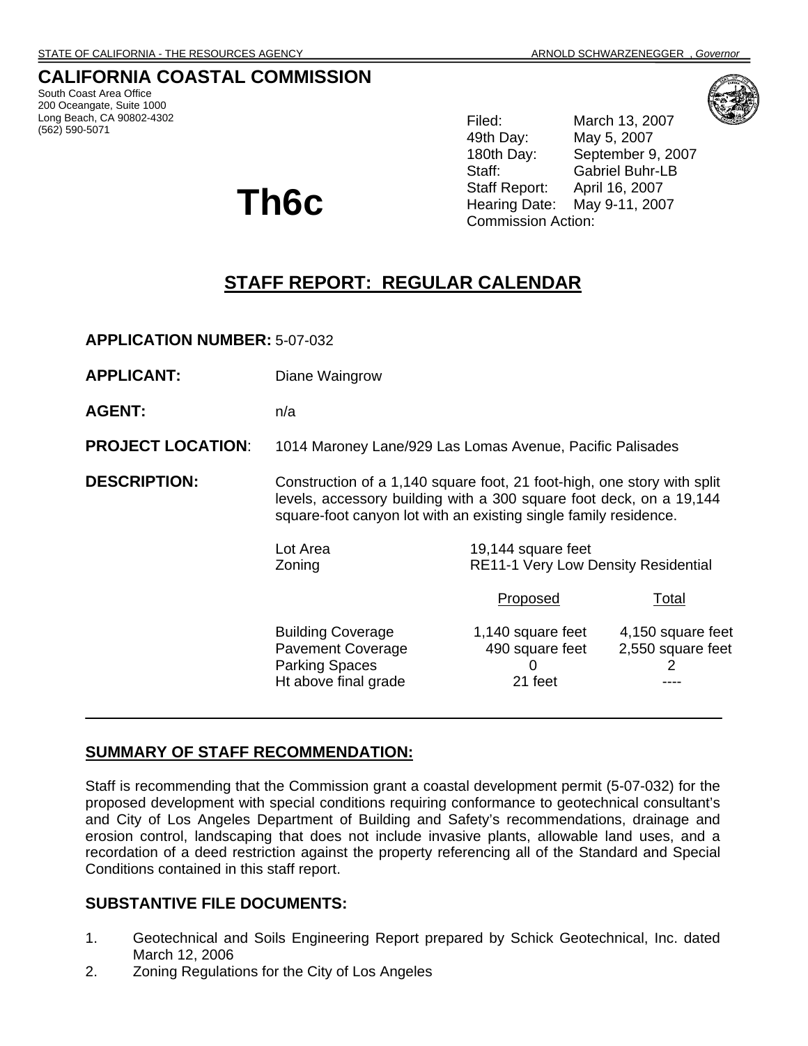STATE OF CALIFORNIA - THE RESOURCES AGENCY ARNOLD SCHWARZENEGGER, *Governor*

# CALIFORNIA COASTAL COMMISSION

South Coast Area Office
200 Oceangate, Suite 1000
Long Beach, CA 90802-4302
(562) 590-5071

| | |
|---|---|
| Filed: | March 13, 2007 |
| 49th Day: | May 5, 2007 |
| 180th Day: | September 9, 2007 |
| Staff: | Gabriel Buhr-LB |
| Staff Report: | April 16, 2007 |
| Hearing Date: | May 9-11, 2007 |
| Commission Action: | |

# Th6c

## STAFF REPORT: REGULAR CALENDAR

**APPLICATION NUMBER:** 5-07-032

**APPLICANT:** Diane Waingrow

**AGENT:** n/a

**PROJECT LOCATION:** 1014 Maroney Lane/929 Las Lomas Avenue, Pacific Palisades

**DESCRIPTION:** Construction of a 1,140 square foot, 21 foot-high, one story with split levels, accessory building with a 300 square foot deck, on a 19,144 square-foot canyon lot with an existing single family residence.

| | | |
|---|---|---|
| Lot Area | 19,144 square feet | |
| Zoning | RE11-1 Very Low Density Residential | |
| | Proposed | Total |
| Building Coverage | 1,140 square feet | 4,150 square feet |
| Pavement Coverage | 490 square feet | 2,550 square feet |
| Parking Spaces | 0 | 2 |
| Ht above final grade | 21 feet | ---- |

---

### SUMMARY OF STAFF RECOMMENDATION:

Staff is recommending that the Commission grant a coastal development permit (5-07-032) for the proposed development with special conditions requiring conformance to geotechnical consultant's and City of Los Angeles Department of Building and Safety's recommendations, drainage and erosion control, landscaping that does not include invasive plants, allowable land uses, and a recordation of a deed restriction against the property referencing all of the Standard and Special Conditions contained in this staff report.

### SUBSTANTIVE FILE DOCUMENTS:

1. Geotechnical and Soils Engineering Report prepared by Schick Geotechnical, Inc. dated March 12, 2006
2. Zoning Regulations for the City of Los Angeles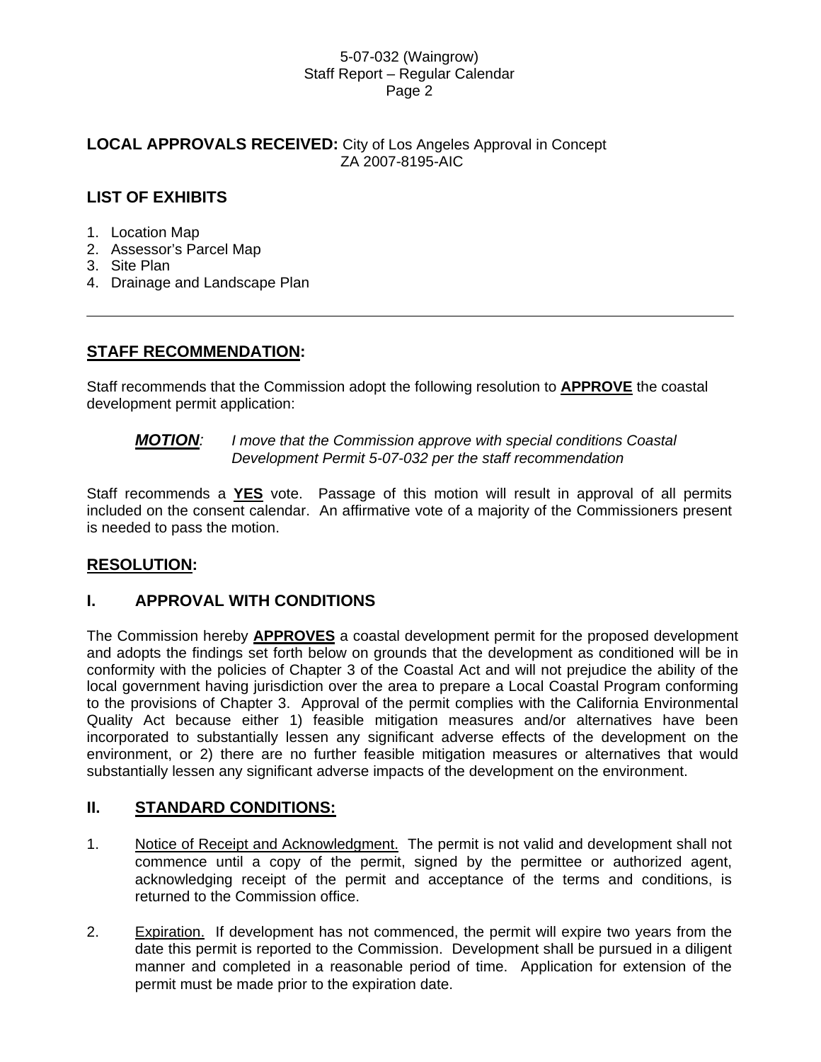**LOCAL APPROVALS RECEIVED:** City of Los Angeles Approval in Concept
ZA 2007-8195-AIC

## LIST OF EXHIBITS

1. Location Map
2. Assessor's Parcel Map
3. Site Plan
4. Drainage and Landscape Plan

---

## STAFF RECOMMENDATION:

Staff recommends that the Commission adopt the following resolution to **APPROVE** the coastal development permit application:

> ***MOTION**:* *I move that the Commission approve with special conditions Coastal Development Permit 5-07-032 per the staff recommendation*

Staff recommends a **YES** vote. Passage of this motion will result in approval of all permits included on the consent calendar. An affirmative vote of a majority of the Commissioners present is needed to pass the motion.

## RESOLUTION:

## I. APPROVAL WITH CONDITIONS

The Commission hereby **APPROVES** a coastal development permit for the proposed development and adopts the findings set forth below on grounds that the development as conditioned will be in conformity with the policies of Chapter 3 of the Coastal Act and will not prejudice the ability of the local government having jurisdiction over the area to prepare a Local Coastal Program conforming to the provisions of Chapter 3. Approval of the permit complies with the California Environmental Quality Act because either 1) feasible mitigation measures and/or alternatives have been incorporated to substantially lessen any significant adverse effects of the development on the environment, or 2) there are no further feasible mitigation measures or alternatives that would substantially lessen any significant adverse impacts of the development on the environment.

## II. STANDARD CONDITIONS:

1. Notice of Receipt and Acknowledgment. The permit is not valid and development shall not commence until a copy of the permit, signed by the permittee or authorized agent, acknowledging receipt of the permit and acceptance of the terms and conditions, is returned to the Commission office.

2. Expiration. If development has not commenced, the permit will expire two years from the date this permit is reported to the Commission. Development shall be pursued in a diligent manner and completed in a reasonable period of time. Application for extension of the permit must be made prior to the expiration date.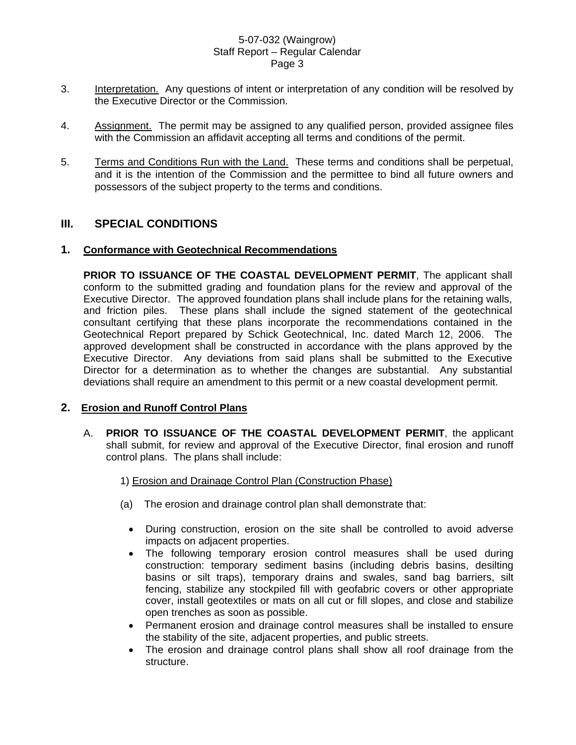3. Interpretation. Any questions of intent or interpretation of any condition will be resolved by the Executive Director or the Commission.

4. Assignment. The permit may be assigned to any qualified person, provided assignee files with the Commission an affidavit accepting all terms and conditions of the permit.

5. Terms and Conditions Run with the Land. These terms and conditions shall be perpetual, and it is the intention of the Commission and the permittee to bind all future owners and possessors of the subject property to the terms and conditions.

## III. SPECIAL CONDITIONS

### 1. Conformance with Geotechnical Recommendations

**PRIOR TO ISSUANCE OF THE COASTAL DEVELOPMENT PERMIT**, The applicant shall conform to the submitted grading and foundation plans for the review and approval of the Executive Director. The approved foundation plans shall include plans for the retaining walls, and friction piles. These plans shall include the signed statement of the geotechnical consultant certifying that these plans incorporate the recommendations contained in the Geotechnical Report prepared by Schick Geotechnical, Inc. dated March 12, 2006. The approved development shall be constructed in accordance with the plans approved by the Executive Director. Any deviations from said plans shall be submitted to the Executive Director for a determination as to whether the changes are substantial. Any substantial deviations shall require an amendment to this permit or a new coastal development permit.

### 2. Erosion and Runoff Control Plans

A. **PRIOR TO ISSUANCE OF THE COASTAL DEVELOPMENT PERMIT**, the applicant shall submit, for review and approval of the Executive Director, final erosion and runoff control plans. The plans shall include:

1) Erosion and Drainage Control Plan (Construction Phase)

(a) The erosion and drainage control plan shall demonstrate that:

- During construction, erosion on the site shall be controlled to avoid adverse impacts on adjacent properties.
- The following temporary erosion control measures shall be used during construction: temporary sediment basins (including debris basins, desilting basins or silt traps), temporary drains and swales, sand bag barriers, silt fencing, stabilize any stockpiled fill with geofabric covers or other appropriate cover, install geotextiles or mats on all cut or fill slopes, and close and stabilize open trenches as soon as possible.
- Permanent erosion and drainage control measures shall be installed to ensure the stability of the site, adjacent properties, and public streets.
- The erosion and drainage control plans shall show all roof drainage from the structure.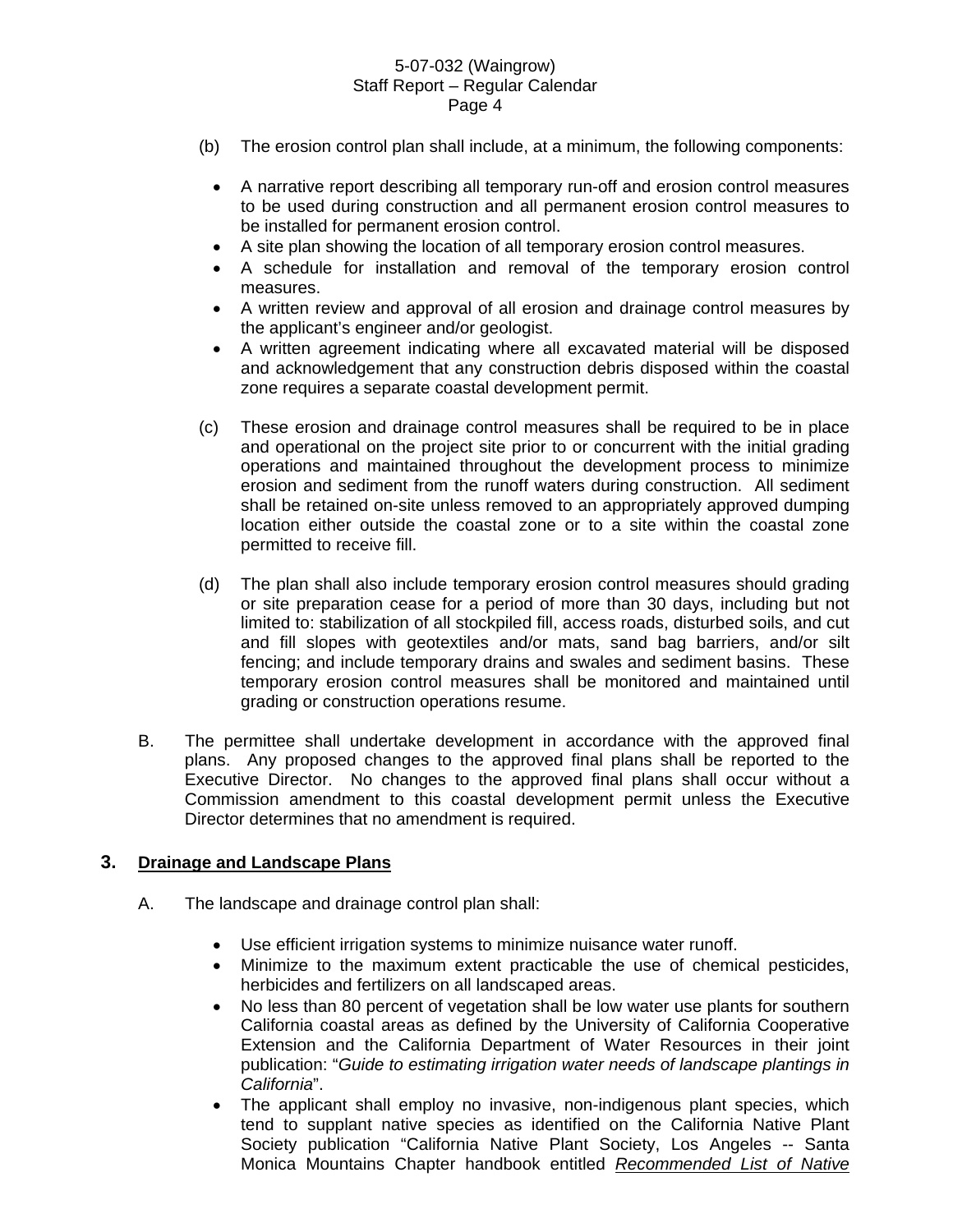(b) The erosion control plan shall include, at a minimum, the following components:

- A narrative report describing all temporary run-off and erosion control measures to be used during construction and all permanent erosion control measures to be installed for permanent erosion control.
- A site plan showing the location of all temporary erosion control measures.
- A schedule for installation and removal of the temporary erosion control measures.
- A written review and approval of all erosion and drainage control measures by the applicant's engineer and/or geologist.
- A written agreement indicating where all excavated material will be disposed and acknowledgement that any construction debris disposed within the coastal zone requires a separate coastal development permit.

(c) These erosion and drainage control measures shall be required to be in place and operational on the project site prior to or concurrent with the initial grading operations and maintained throughout the development process to minimize erosion and sediment from the runoff waters during construction. All sediment shall be retained on-site unless removed to an appropriately approved dumping location either outside the coastal zone or to a site within the coastal zone permitted to receive fill.

(d) The plan shall also include temporary erosion control measures should grading or site preparation cease for a period of more than 30 days, including but not limited to: stabilization of all stockpiled fill, access roads, disturbed soils, and cut and fill slopes with geotextiles and/or mats, sand bag barriers, and/or silt fencing; and include temporary drains and swales and sediment basins. These temporary erosion control measures shall be monitored and maintained until grading or construction operations resume.

B. The permittee shall undertake development in accordance with the approved final plans. Any proposed changes to the approved final plans shall be reported to the Executive Director. No changes to the approved final plans shall occur without a Commission amendment to this coastal development permit unless the Executive Director determines that no amendment is required.

### 3. <u>Drainage and Landscape Plans</u>

A. The landscape and drainage control plan shall:

- Use efficient irrigation systems to minimize nuisance water runoff.
- Minimize to the maximum extent practicable the use of chemical pesticides, herbicides and fertilizers on all landscaped areas.
- No less than 80 percent of vegetation shall be low water use plants for southern California coastal areas as defined by the University of California Cooperative Extension and the California Department of Water Resources in their joint publication: "*Guide to estimating irrigation water needs of landscape plantings in California*".
- The applicant shall employ no invasive, non-indigenous plant species, which tend to supplant native species as identified on the California Native Plant Society publication "California Native Plant Society, Los Angeles -- Santa Monica Mountains Chapter handbook entitled *<u>Recommended List of Native</u>*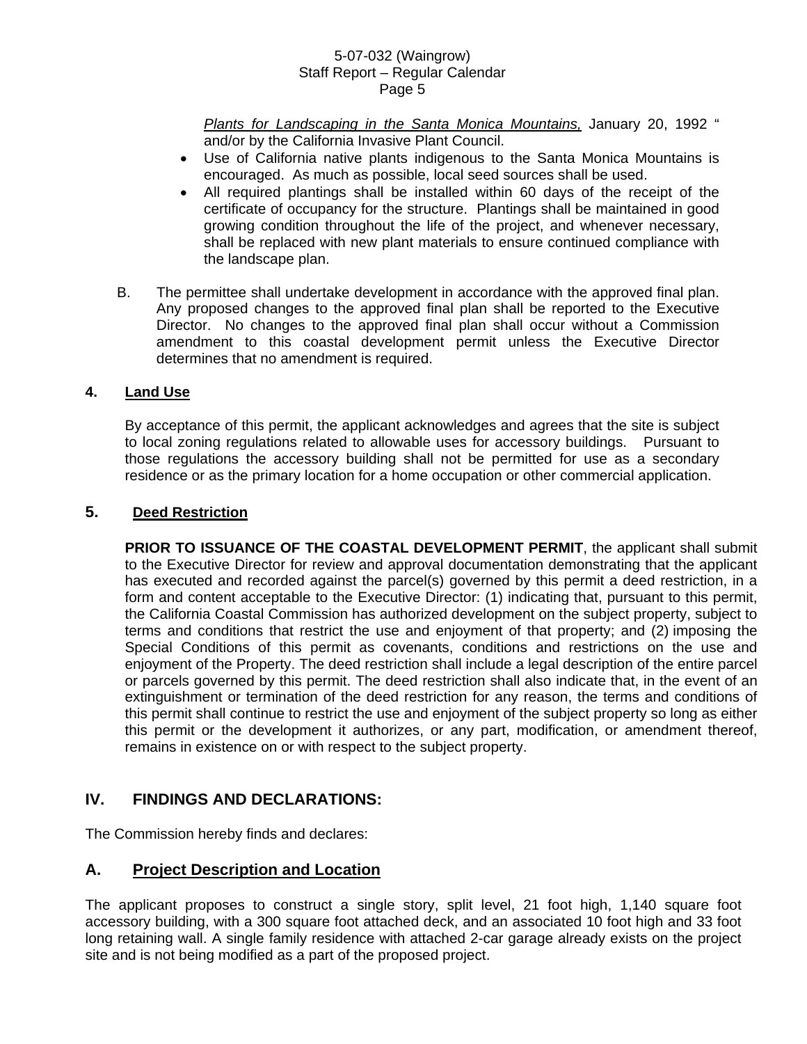*Plants for Landscaping in the Santa Monica Mountains,* January 20, 1992 " and/or by the California Invasive Plant Council.

- Use of California native plants indigenous to the Santa Monica Mountains is encouraged. As much as possible, local seed sources shall be used.
- All required plantings shall be installed within 60 days of the receipt of the certificate of occupancy for the structure. Plantings shall be maintained in good growing condition throughout the life of the project, and whenever necessary, shall be replaced with new plant materials to ensure continued compliance with the landscape plan.

B. The permittee shall undertake development in accordance with the approved final plan. Any proposed changes to the approved final plan shall be reported to the Executive Director. No changes to the approved final plan shall occur without a Commission amendment to this coastal development permit unless the Executive Director determines that no amendment is required.

### 4. Land Use

By acceptance of this permit, the applicant acknowledges and agrees that the site is subject to local zoning regulations related to allowable uses for accessory buildings. Pursuant to those regulations the accessory building shall not be permitted for use as a secondary residence or as the primary location for a home occupation or other commercial application.

### 5. Deed Restriction

**PRIOR TO ISSUANCE OF THE COASTAL DEVELOPMENT PERMIT**, the applicant shall submit to the Executive Director for review and approval documentation demonstrating that the applicant has executed and recorded against the parcel(s) governed by this permit a deed restriction, in a form and content acceptable to the Executive Director: (1) indicating that, pursuant to this permit, the California Coastal Commission has authorized development on the subject property, subject to terms and conditions that restrict the use and enjoyment of that property; and (2) imposing the Special Conditions of this permit as covenants, conditions and restrictions on the use and enjoyment of the Property. The deed restriction shall include a legal description of the entire parcel or parcels governed by this permit. The deed restriction shall also indicate that, in the event of an extinguishment or termination of the deed restriction for any reason, the terms and conditions of this permit shall continue to restrict the use and enjoyment of the subject property so long as either this permit or the development it authorizes, or any part, modification, or amendment thereof, remains in existence on or with respect to the subject property.

## IV. FINDINGS AND DECLARATIONS:

The Commission hereby finds and declares:

### A. Project Description and Location

The applicant proposes to construct a single story, split level, 21 foot high, 1,140 square foot accessory building, with a 300 square foot attached deck, and an associated 10 foot high and 33 foot long retaining wall. A single family residence with attached 2-car garage already exists on the project site and is not being modified as a part of the proposed project.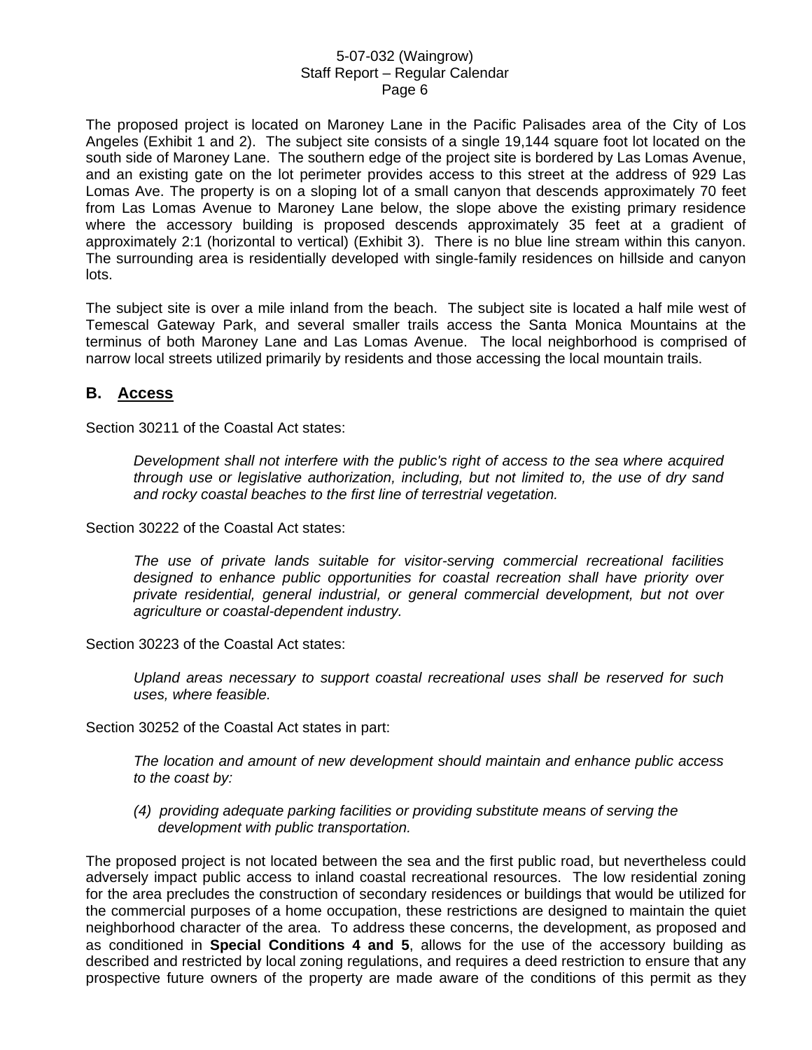The proposed project is located on Maroney Lane in the Pacific Palisades area of the City of Los Angeles (Exhibit 1 and 2). The subject site consists of a single 19,144 square foot lot located on the south side of Maroney Lane. The southern edge of the project site is bordered by Las Lomas Avenue, and an existing gate on the lot perimeter provides access to this street at the address of 929 Las Lomas Ave. The property is on a sloping lot of a small canyon that descends approximately 70 feet from Las Lomas Avenue to Maroney Lane below, the slope above the existing primary residence where the accessory building is proposed descends approximately 35 feet at a gradient of approximately 2:1 (horizontal to vertical) (Exhibit 3). There is no blue line stream within this canyon. The surrounding area is residentially developed with single-family residences on hillside and canyon lots.

The subject site is over a mile inland from the beach. The subject site is located a half mile west of Temescal Gateway Park, and several smaller trails access the Santa Monica Mountains at the terminus of both Maroney Lane and Las Lomas Avenue. The local neighborhood is comprised of narrow local streets utilized primarily by residents and those accessing the local mountain trails.

## B. Access

Section 30211 of the Coastal Act states:

> *Development shall not interfere with the public's right of access to the sea where acquired through use or legislative authorization, including, but not limited to, the use of dry sand and rocky coastal beaches to the first line of terrestrial vegetation.*

Section 30222 of the Coastal Act states:

> *The use of private lands suitable for visitor-serving commercial recreational facilities designed to enhance public opportunities for coastal recreation shall have priority over private residential, general industrial, or general commercial development, but not over agriculture or coastal-dependent industry.*

Section 30223 of the Coastal Act states:

> *Upland areas necessary to support coastal recreational uses shall be reserved for such uses, where feasible.*

Section 30252 of the Coastal Act states in part:

> *The location and amount of new development should maintain and enhance public access to the coast by:*
>
> *(4) providing adequate parking facilities or providing substitute means of serving the development with public transportation.*

The proposed project is not located between the sea and the first public road, but nevertheless could adversely impact public access to inland coastal recreational resources. The low residential zoning for the area precludes the construction of secondary residences or buildings that would be utilized for the commercial purposes of a home occupation, these restrictions are designed to maintain the quiet neighborhood character of the area. To address these concerns, the development, as proposed and as conditioned in **Special Conditions 4 and 5**, allows for the use of the accessory building as described and restricted by local zoning regulations, and requires a deed restriction to ensure that any prospective future owners of the property are made aware of the conditions of this permit as they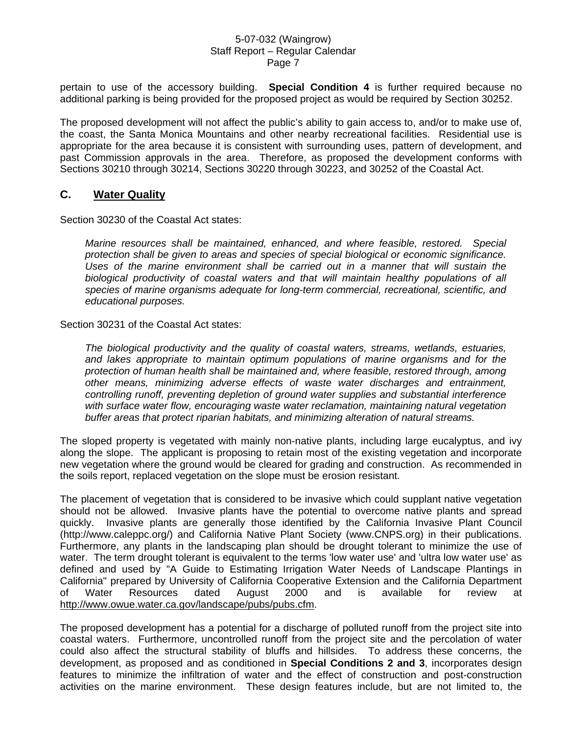pertain to use of the accessory building. **Special Condition 4** is further required because no additional parking is being provided for the proposed project as would be required by Section 30252.

The proposed development will not affect the public's ability to gain access to, and/or to make use of, the coast, the Santa Monica Mountains and other nearby recreational facilities. Residential use is appropriate for the area because it is consistent with surrounding uses, pattern of development, and past Commission approvals in the area. Therefore, as proposed the development conforms with Sections 30210 through 30214, Sections 30220 through 30223, and 30252 of the Coastal Act.

## C. Water Quality

Section 30230 of the Coastal Act states:

> *Marine resources shall be maintained, enhanced, and where feasible, restored. Special protection shall be given to areas and species of special biological or economic significance. Uses of the marine environment shall be carried out in a manner that will sustain the biological productivity of coastal waters and that will maintain healthy populations of all species of marine organisms adequate for long-term commercial, recreational, scientific, and educational purposes.*

Section 30231 of the Coastal Act states:

> *The biological productivity and the quality of coastal waters, streams, wetlands, estuaries, and lakes appropriate to maintain optimum populations of marine organisms and for the protection of human health shall be maintained and, where feasible, restored through, among other means, minimizing adverse effects of waste water discharges and entrainment, controlling runoff, preventing depletion of ground water supplies and substantial interference with surface water flow, encouraging waste water reclamation, maintaining natural vegetation buffer areas that protect riparian habitats, and minimizing alteration of natural streams.*

The sloped property is vegetated with mainly non-native plants, including large eucalyptus, and ivy along the slope. The applicant is proposing to retain most of the existing vegetation and incorporate new vegetation where the ground would be cleared for grading and construction. As recommended in the soils report, replaced vegetation on the slope must be erosion resistant.

The placement of vegetation that is considered to be invasive which could supplant native vegetation should not be allowed. Invasive plants have the potential to overcome native plants and spread quickly. Invasive plants are generally those identified by the California Invasive Plant Council (http://www.caleppc.org/) and California Native Plant Society (www.CNPS.org) in their publications. Furthermore, any plants in the landscaping plan should be drought tolerant to minimize the use of water. The term drought tolerant is equivalent to the terms 'low water use' and 'ultra low water use' as defined and used by "A Guide to Estimating Irrigation Water Needs of Landscape Plantings in California" prepared by University of California Cooperative Extension and the California Department of Water Resources dated August 2000 and is available for review at http://www.owue.water.ca.gov/landscape/pubs/pubs.cfm.

The proposed development has a potential for a discharge of polluted runoff from the project site into coastal waters. Furthermore, uncontrolled runoff from the project site and the percolation of water could also affect the structural stability of bluffs and hillsides. To address these concerns, the development, as proposed and as conditioned in **Special Conditions 2 and 3**, incorporates design features to minimize the infiltration of water and the effect of construction and post-construction activities on the marine environment. These design features include, but are not limited to, the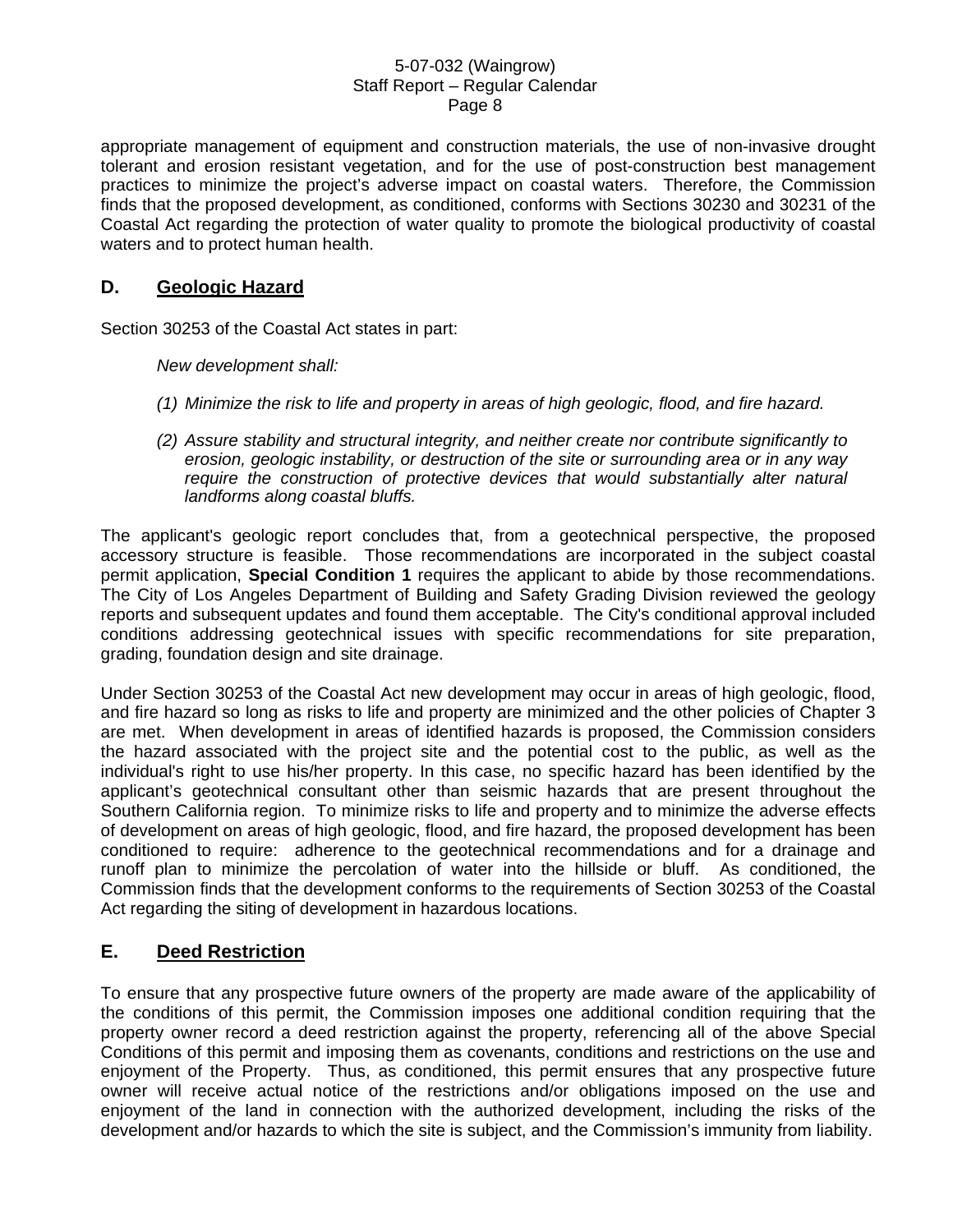appropriate management of equipment and construction materials, the use of non-invasive drought tolerant and erosion resistant vegetation, and for the use of post-construction best management practices to minimize the project's adverse impact on coastal waters. Therefore, the Commission finds that the proposed development, as conditioned, conforms with Sections 30230 and 30231 of the Coastal Act regarding the protection of water quality to promote the biological productivity of coastal waters and to protect human health.

## D. Geologic Hazard

Section 30253 of the Coastal Act states in part:

> *New development shall:*
>
> *(1) Minimize the risk to life and property in areas of high geologic, flood, and fire hazard.*
>
> *(2) Assure stability and structural integrity, and neither create nor contribute significantly to erosion, geologic instability, or destruction of the site or surrounding area or in any way require the construction of protective devices that would substantially alter natural landforms along coastal bluffs.*

The applicant's geologic report concludes that, from a geotechnical perspective, the proposed accessory structure is feasible. Those recommendations are incorporated in the subject coastal permit application, **Special Condition 1** requires the applicant to abide by those recommendations. The City of Los Angeles Department of Building and Safety Grading Division reviewed the geology reports and subsequent updates and found them acceptable. The City's conditional approval included conditions addressing geotechnical issues with specific recommendations for site preparation, grading, foundation design and site drainage.

Under Section 30253 of the Coastal Act new development may occur in areas of high geologic, flood, and fire hazard so long as risks to life and property are minimized and the other policies of Chapter 3 are met. When development in areas of identified hazards is proposed, the Commission considers the hazard associated with the project site and the potential cost to the public, as well as the individual's right to use his/her property. In this case, no specific hazard has been identified by the applicant's geotechnical consultant other than seismic hazards that are present throughout the Southern California region. To minimize risks to life and property and to minimize the adverse effects of development on areas of high geologic, flood, and fire hazard, the proposed development has been conditioned to require: adherence to the geotechnical recommendations and for a drainage and runoff plan to minimize the percolation of water into the hillside or bluff. As conditioned, the Commission finds that the development conforms to the requirements of Section 30253 of the Coastal Act regarding the siting of development in hazardous locations.

## E. Deed Restriction

To ensure that any prospective future owners of the property are made aware of the applicability of the conditions of this permit, the Commission imposes one additional condition requiring that the property owner record a deed restriction against the property, referencing all of the above Special Conditions of this permit and imposing them as covenants, conditions and restrictions on the use and enjoyment of the Property. Thus, as conditioned, this permit ensures that any prospective future owner will receive actual notice of the restrictions and/or obligations imposed on the use and enjoyment of the land in connection with the authorized development, including the risks of the development and/or hazards to which the site is subject, and the Commission's immunity from liability.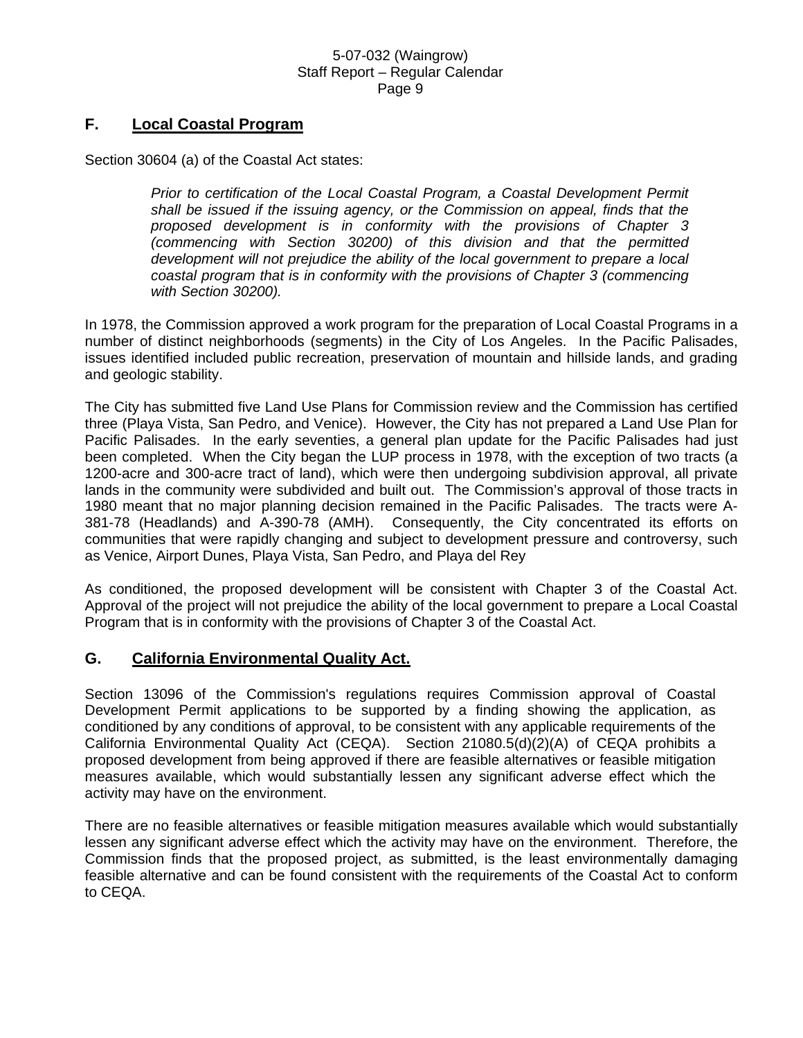## F. Local Coastal Program

Section 30604 (a) of the Coastal Act states:

> *Prior to certification of the Local Coastal Program, a Coastal Development Permit shall be issued if the issuing agency, or the Commission on appeal, finds that the proposed development is in conformity with the provisions of Chapter 3 (commencing with Section 30200) of this division and that the permitted development will not prejudice the ability of the local government to prepare a local coastal program that is in conformity with the provisions of Chapter 3 (commencing with Section 30200).*

In 1978, the Commission approved a work program for the preparation of Local Coastal Programs in a number of distinct neighborhoods (segments) in the City of Los Angeles. In the Pacific Palisades, issues identified included public recreation, preservation of mountain and hillside lands, and grading and geologic stability.

The City has submitted five Land Use Plans for Commission review and the Commission has certified three (Playa Vista, San Pedro, and Venice). However, the City has not prepared a Land Use Plan for Pacific Palisades. In the early seventies, a general plan update for the Pacific Palisades had just been completed. When the City began the LUP process in 1978, with the exception of two tracts (a 1200-acre and 300-acre tract of land), which were then undergoing subdivision approval, all private lands in the community were subdivided and built out. The Commission's approval of those tracts in 1980 meant that no major planning decision remained in the Pacific Palisades. The tracts were A-381-78 (Headlands) and A-390-78 (AMH). Consequently, the City concentrated its efforts on communities that were rapidly changing and subject to development pressure and controversy, such as Venice, Airport Dunes, Playa Vista, San Pedro, and Playa del Rey

As conditioned, the proposed development will be consistent with Chapter 3 of the Coastal Act. Approval of the project will not prejudice the ability of the local government to prepare a Local Coastal Program that is in conformity with the provisions of Chapter 3 of the Coastal Act.

## G. California Environmental Quality Act.

Section 13096 of the Commission's regulations requires Commission approval of Coastal Development Permit applications to be supported by a finding showing the application, as conditioned by any conditions of approval, to be consistent with any applicable requirements of the California Environmental Quality Act (CEQA). Section 21080.5(d)(2)(A) of CEQA prohibits a proposed development from being approved if there are feasible alternatives or feasible mitigation measures available, which would substantially lessen any significant adverse effect which the activity may have on the environment.

There are no feasible alternatives or feasible mitigation measures available which would substantially lessen any significant adverse effect which the activity may have on the environment. Therefore, the Commission finds that the proposed project, as submitted, is the least environmentally damaging feasible alternative and can be found consistent with the requirements of the Coastal Act to conform to CEQA.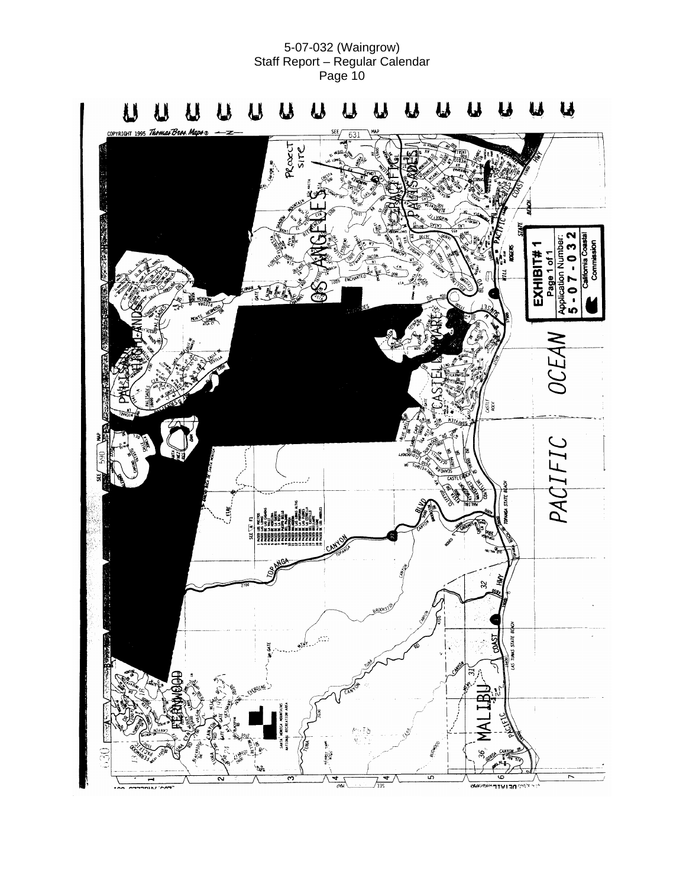EXHIBIT # 1

Page 1 of 1

Application Number:

5-07-032

California Coastal Commission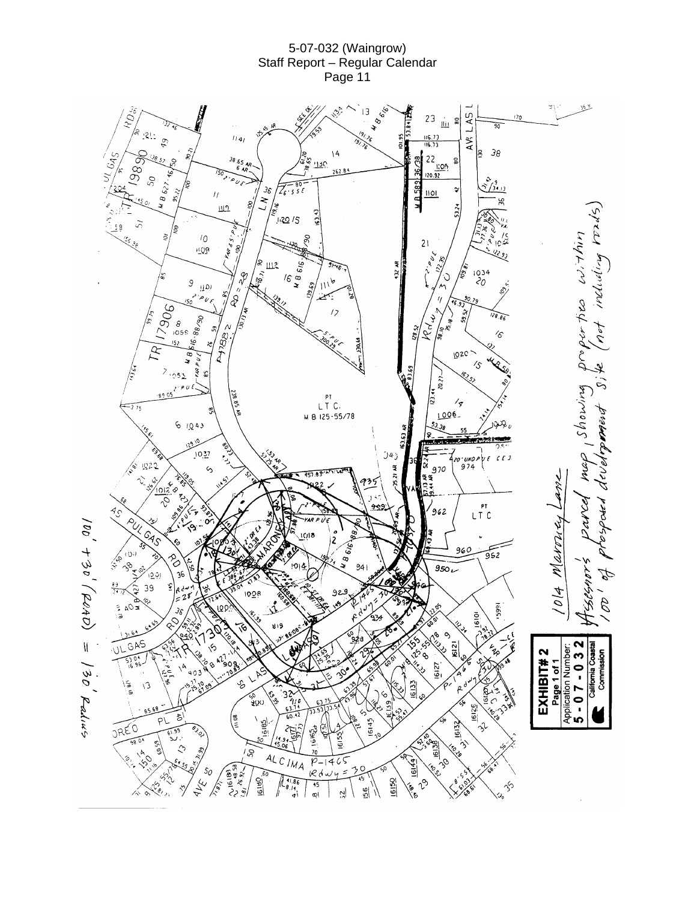1014 Marrony Lane

Assessor's parcel map, showing properties within 100' of proposed development site (not including roads)

100' + 30' (ROAD) = 130' Radius

**EXHIBIT# 2**
Page 1 of 1
Application Number:
**5 - 0 7 - 0 3 2**
California Coastal Commission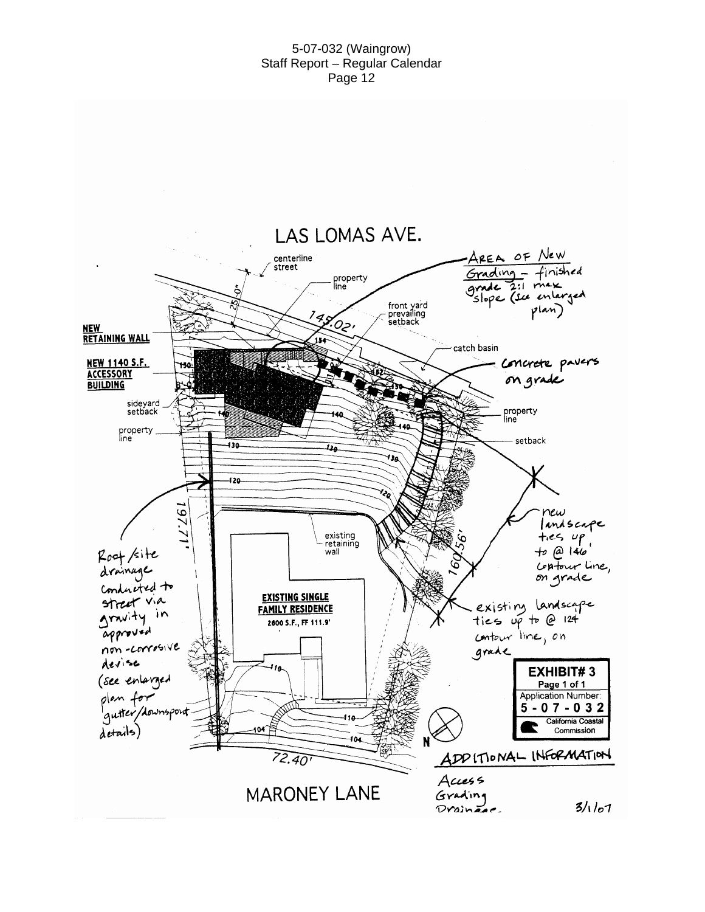LAS LOMAS AVE.

centerline street

property line

25'-0"

145.02'

front yard prevailing setback

AREA OF NEW Grading – finished grade 2:1 max slope (see enlarged plan)

NEW RETAINING WALL

154

catch basin

Concrete pavers on grade

NEW 1140 S.F. ACCESSORY BUILDING

150

152

150

sideyard setback

140

140

140

property line

property line

setback

130

130

130

120

120

197.71'

existing retaining wall

160.56'

new landscape ties up to @ 146' contour line, on grade

Roof/site drainage conducted to street via gravity in approved non-corrosive devise (see enlarged plan for gutter/downspout details)

EXISTING SINGLE FAMILY RESIDENCE

2600 S.F., FF 111.9'

existing landscape ties up to @ 124 contour line, on grade

110

110

104

104

N

72.40'

MARONEY LANE

EXHIBIT# 3

Page 1 of 1

Application Number:

5-07-032

California Coastal Commission

ADDITIONAL INFORMATION

Access

Grading

Drainage.

3/1/07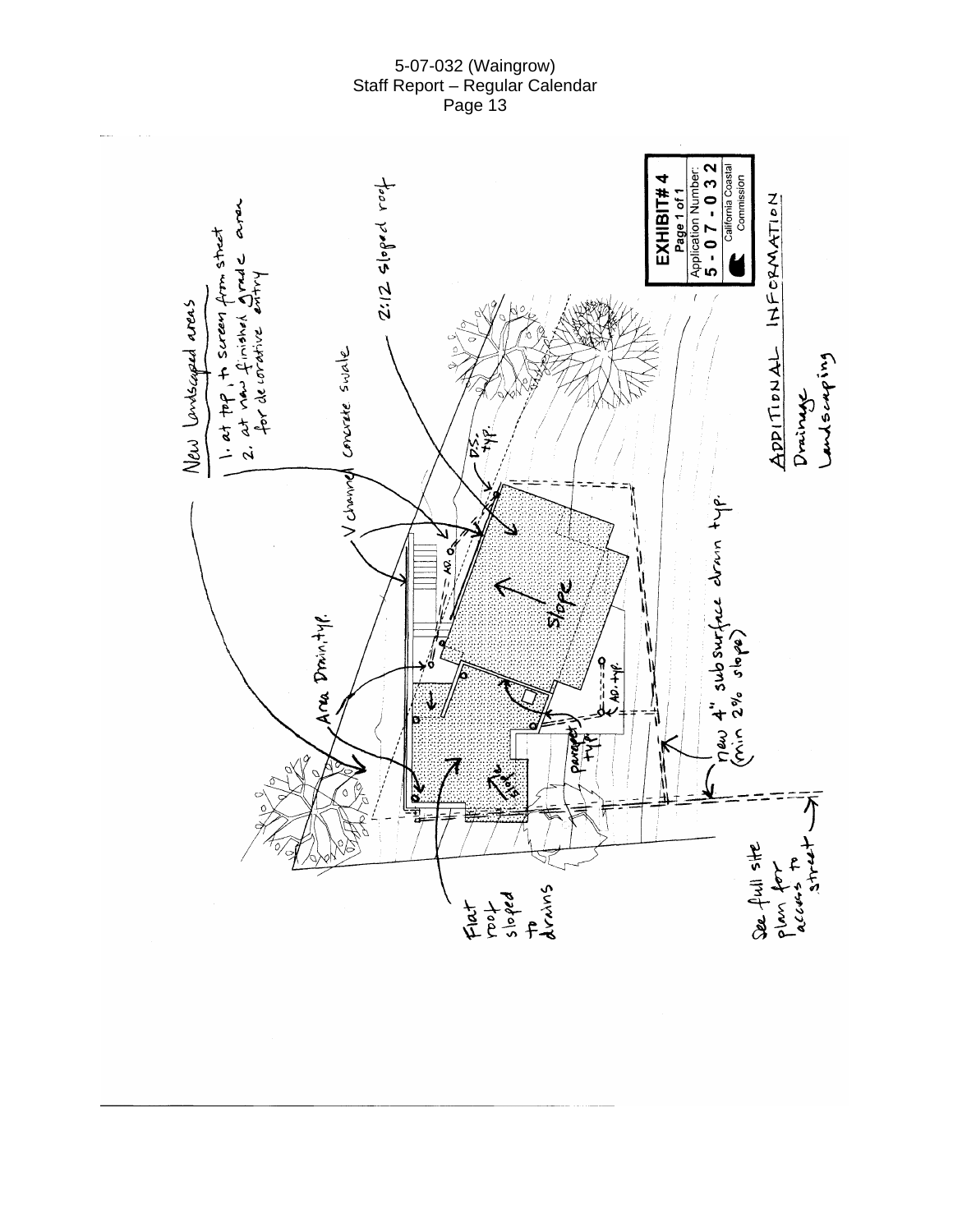EXHIBIT# 4
Page 1 of 1
Application Number:
5 - 0 7 - 0 3 2
California Coastal Commission

ADDITIONAL INFORMATION
Drainage
Landscaping

New landscaped areas
1. at top, to screen from street
2. at new finished grade area for decorative entry

2:12 sloped roof

V channel concrete swale

D.S. typ.

A.D.

Slope

Area Drain, typ.

A.D. typ.

parapet typ.

slope

new 4" subsurface drain typ. (min 2% slope)

Flat roof sloped to drains

See full site plan for access to street